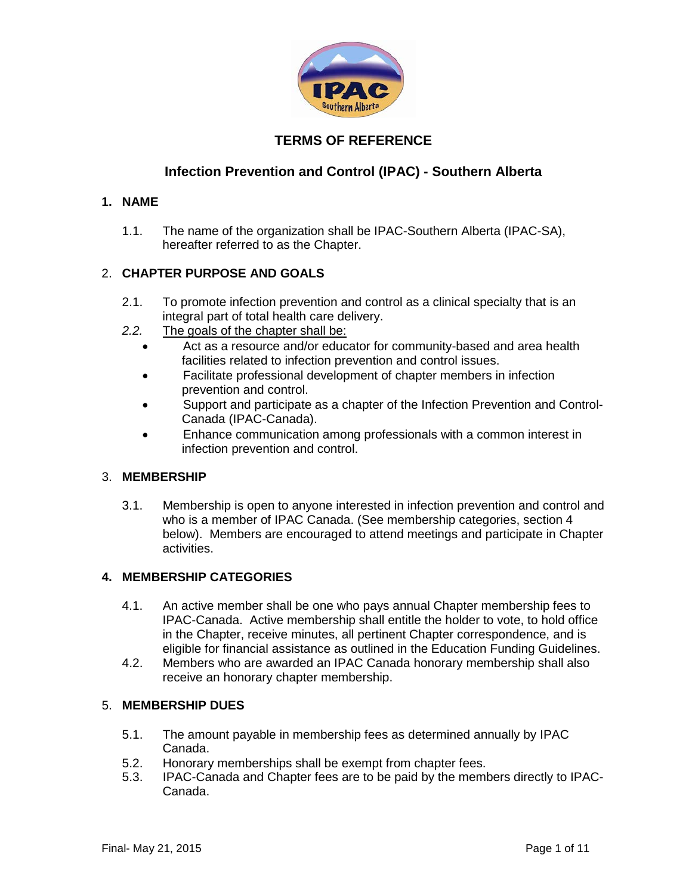# TERMS OF REFERENCE

## Infection Prevention and Control (IPAC) - Southern Alberta

### 1. NAME

1.1. The name of the organization shall be IPAC-Southern Alberta (IPAC-SA), hereafter referred to as the Chapter.

### 2. CHAPTER PURPOSE AND GOALS

2.1. To promote infection prevention and control as a clinical specialty that is an integral part of total health care delivery.

*2.2.* The goals of the chapter shall be:

- Act as a resource and/or educator for community-based and area health facilities related to infection prevention and control issues.
- Facilitate professional development of chapter members in infection prevention and control.
- Support and participate as a chapter of the Infection Prevention and Control-Canada (IPAC-Canada).
- Enhance communication among professionals with a common interest in infection prevention and control.

### 3. MEMBERSHIP

3.1. Membership is open to anyone interested in infection prevention and control and who is a member of IPAC Canada. (See membership categories, section 4 below). Members are encouraged to attend meetings and participate in Chapter activities.

### 4. MEMBERSHIP CATEGORIES

4.1. An active member shall be one who pays annual Chapter membership fees to IPAC-Canada. Active membership shall entitle the holder to vote, to hold office in the Chapter, receive minutes, all pertinent Chapter correspondence, and is eligible for financial assistance as outlined in the Education Funding Guidelines.

4.2. Members who are awarded an IPAC Canada honorary membership shall also receive an honorary chapter membership.

### 5. MEMBERSHIP DUES

5.1. The amount payable in membership fees as determined annually by IPAC Canada.

5.2. Honorary memberships shall be exempt from chapter fees.

5.3. IPAC-Canada and Chapter fees are to be paid by the members directly to IPAC-Canada.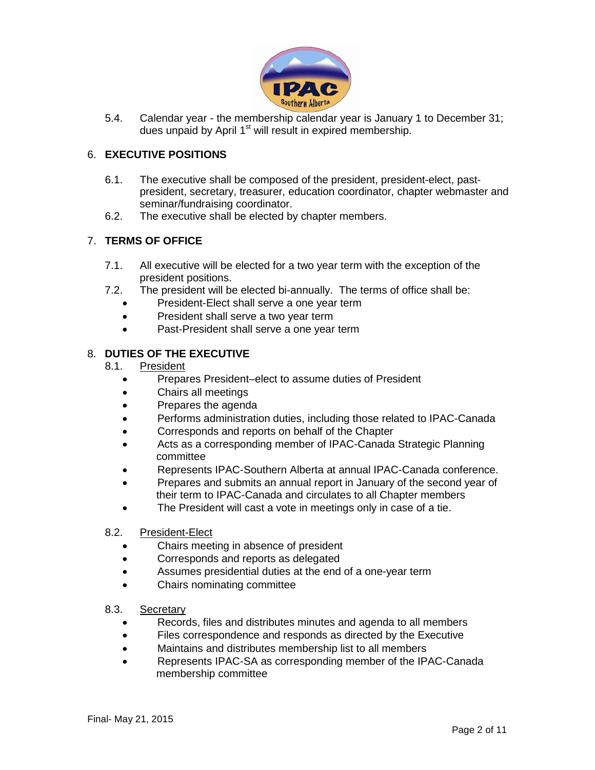5.4. Calendar year - the membership calendar year is January 1 to December 31; dues unpaid by April 1st will result in expired membership.

## 6. EXECUTIVE POSITIONS

6.1. The executive shall be composed of the president, president-elect, past-president, secretary, treasurer, education coordinator, chapter webmaster and seminar/fundraising coordinator.

6.2. The executive shall be elected by chapter members.

## 7. TERMS OF OFFICE

7.1. All executive will be elected for a two year term with the exception of the president positions.

7.2. The president will be elected bi-annually. The terms of office shall be:

- President-Elect shall serve a one year term
- President shall serve a two year term
- Past-President shall serve a one year term

## 8. DUTIES OF THE EXECUTIVE

8.1. President

- Prepares President–elect to assume duties of President
- Chairs all meetings
- Prepares the agenda
- Performs administration duties, including those related to IPAC-Canada
- Corresponds and reports on behalf of the Chapter
- Acts as a corresponding member of IPAC-Canada Strategic Planning committee
- Represents IPAC-Southern Alberta at annual IPAC-Canada conference.
- Prepares and submits an annual report in January of the second year of their term to IPAC-Canada and circulates to all Chapter members
- The President will cast a vote in meetings only in case of a tie.

8.2. President-Elect

- Chairs meeting in absence of president
- Corresponds and reports as delegated
- Assumes presidential duties at the end of a one-year term
- Chairs nominating committee

8.3. Secretary

- Records, files and distributes minutes and agenda to all members
- Files correspondence and responds as directed by the Executive
- Maintains and distributes membership list to all members
- Represents IPAC-SA as corresponding member of the IPAC-Canada membership committee

Final- May 21, 2015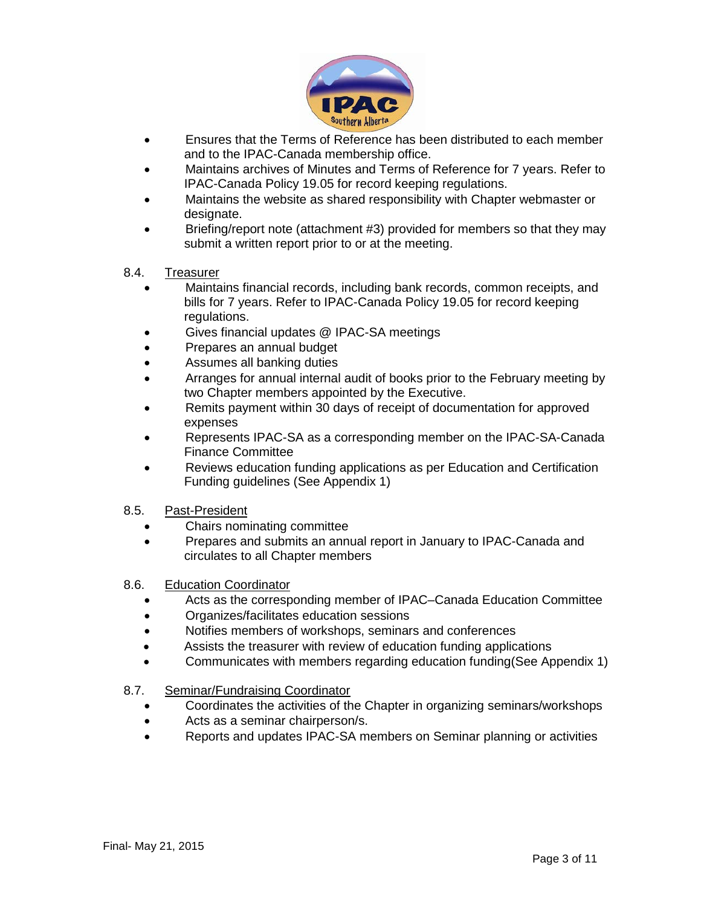- Ensures that the Terms of Reference has been distributed to each member and to the IPAC-Canada membership office.
- Maintains archives of Minutes and Terms of Reference for 7 years. Refer to IPAC-Canada Policy 19.05 for record keeping regulations.
- Maintains the website as shared responsibility with Chapter webmaster or designate.
- Briefing/report note (attachment #3) provided for members so that they may submit a written report prior to or at the meeting.

8.4. Treasurer

- Maintains financial records, including bank records, common receipts, and bills for 7 years. Refer to IPAC-Canada Policy 19.05 for record keeping regulations.
- Gives financial updates @ IPAC-SA meetings
- Prepares an annual budget
- Assumes all banking duties
- Arranges for annual internal audit of books prior to the February meeting by two Chapter members appointed by the Executive.
- Remits payment within 30 days of receipt of documentation for approved expenses
- Represents IPAC-SA as a corresponding member on the IPAC-SA-Canada Finance Committee
- Reviews education funding applications as per Education and Certification Funding guidelines (See Appendix 1)

8.5. Past-President

- Chairs nominating committee
- Prepares and submits an annual report in January to IPAC-Canada and circulates to all Chapter members

8.6. Education Coordinator

- Acts as the corresponding member of IPAC–Canada Education Committee
- Organizes/facilitates education sessions
- Notifies members of workshops, seminars and conferences
- Assists the treasurer with review of education funding applications
- Communicates with members regarding education funding(See Appendix 1)

8.7. Seminar/Fundraising Coordinator

- Coordinates the activities of the Chapter in organizing seminars/workshops
- Acts as a seminar chairperson/s.
- Reports and updates IPAC-SA members on Seminar planning or activities

Final- May 21, 2015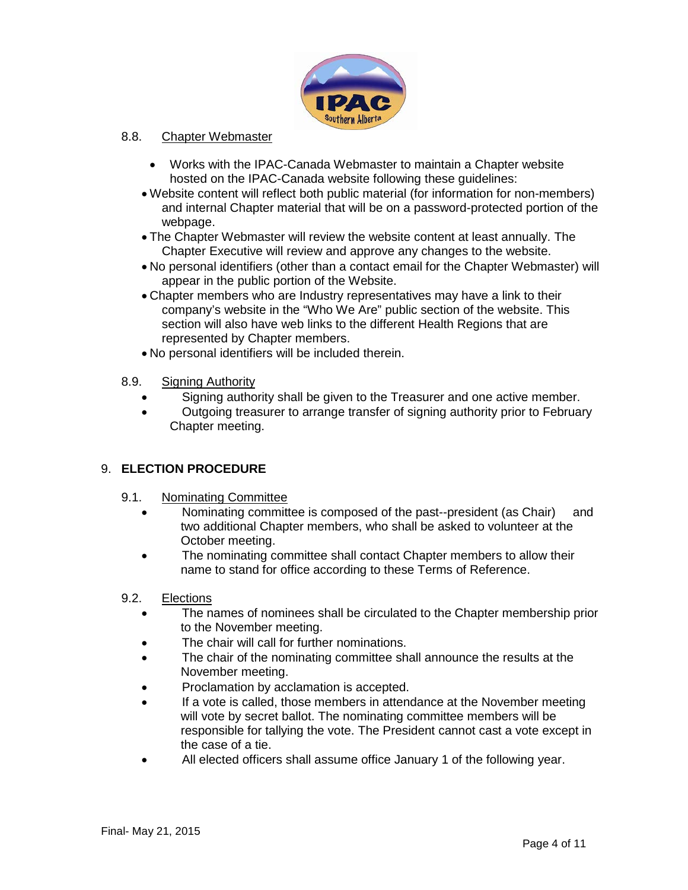### 8.8. Chapter Webmaster

- Works with the IPAC-Canada Webmaster to maintain a Chapter website hosted on the IPAC-Canada website following these guidelines:
- Website content will reflect both public material (for information for non-members) and internal Chapter material that will be on a password-protected portion of the webpage.
- The Chapter Webmaster will review the website content at least annually. The Chapter Executive will review and approve any changes to the website.
- No personal identifiers (other than a contact email for the Chapter Webmaster) will appear in the public portion of the Website.
- Chapter members who are Industry representatives may have a link to their company's website in the "Who We Are" public section of the website. This section will also have web links to the different Health Regions that are represented by Chapter members.
- No personal identifiers will be included therein.

### 8.9. Signing Authority

- Signing authority shall be given to the Treasurer and one active member.
- Outgoing treasurer to arrange transfer of signing authority prior to February Chapter meeting.

## 9. ELECTION PROCEDURE

### 9.1. Nominating Committee

- Nominating committee is composed of the past--president (as Chair) and two additional Chapter members, who shall be asked to volunteer at the October meeting.
- The nominating committee shall contact Chapter members to allow their name to stand for office according to these Terms of Reference.

### 9.2. Elections

- The names of nominees shall be circulated to the Chapter membership prior to the November meeting.
- The chair will call for further nominations.
- The chair of the nominating committee shall announce the results at the November meeting.
- Proclamation by acclamation is accepted.
- If a vote is called, those members in attendance at the November meeting will vote by secret ballot. The nominating committee members will be responsible for tallying the vote. The President cannot cast a vote except in the case of a tie.
- All elected officers shall assume office January 1 of the following year.

Final- May 21, 2015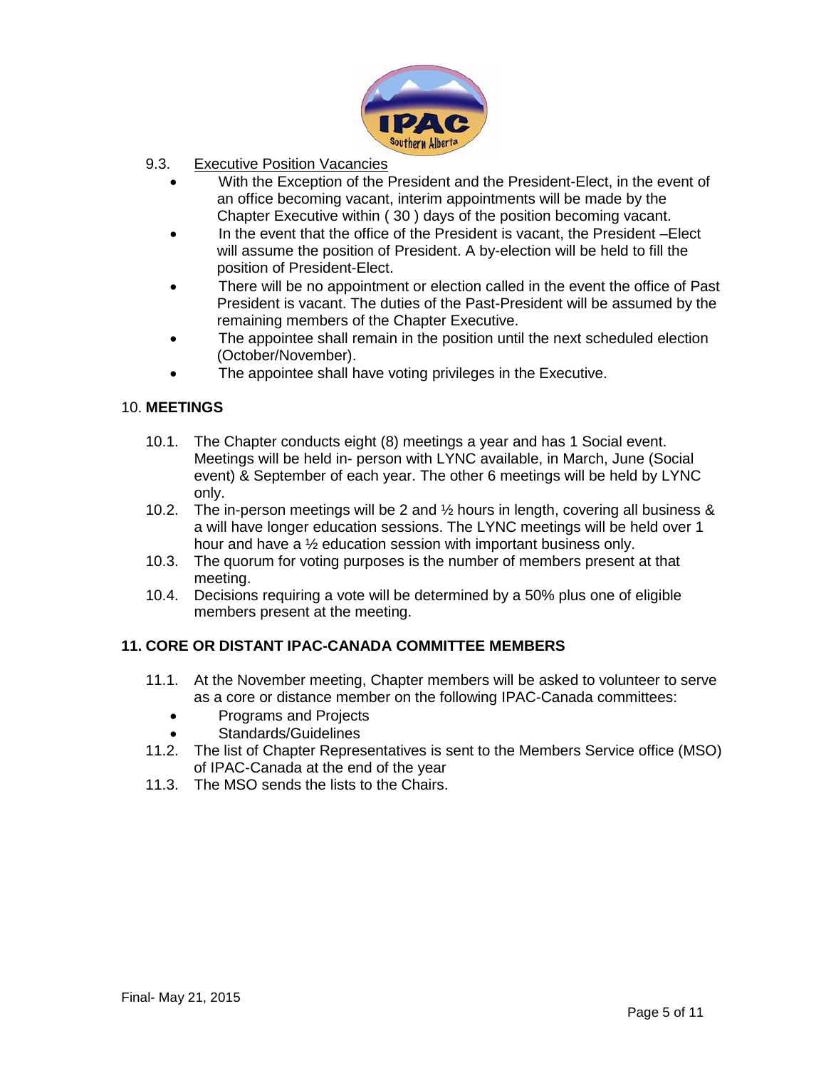9.3. Executive Position Vacancies

- With the Exception of the President and the President-Elect, in the event of an office becoming vacant, interim appointments will be made by the Chapter Executive within ( 30 ) days of the position becoming vacant.
- In the event that the office of the President is vacant, the President –Elect will assume the position of President. A by-election will be held to fill the position of President-Elect.
- There will be no appointment or election called in the event the office of Past President is vacant. The duties of the Past-President will be assumed by the remaining members of the Chapter Executive.
- The appointee shall remain in the position until the next scheduled election (October/November).
- The appointee shall have voting privileges in the Executive.

## 10. MEETINGS

10.1. The Chapter conducts eight (8) meetings a year and has 1 Social event. Meetings will be held in- person with LYNC available, in March, June (Social event) & September of each year. The other 6 meetings will be held by LYNC only.

10.2. The in-person meetings will be 2 and ½ hours in length, covering all business & a will have longer education sessions. The LYNC meetings will be held over 1 hour and have a ½ education session with important business only.

10.3. The quorum for voting purposes is the number of members present at that meeting.

10.4. Decisions requiring a vote will be determined by a 50% plus one of eligible members present at the meeting.

## 11. CORE OR DISTANT IPAC-CANADA COMMITTEE MEMBERS

11.1. At the November meeting, Chapter members will be asked to volunteer to serve as a core or distance member on the following IPAC-Canada committees:

- Programs and Projects
- Standards/Guidelines

11.2. The list of Chapter Representatives is sent to the Members Service office (MSO) of IPAC-Canada at the end of the year

11.3. The MSO sends the lists to the Chairs.

Final- May 21, 2015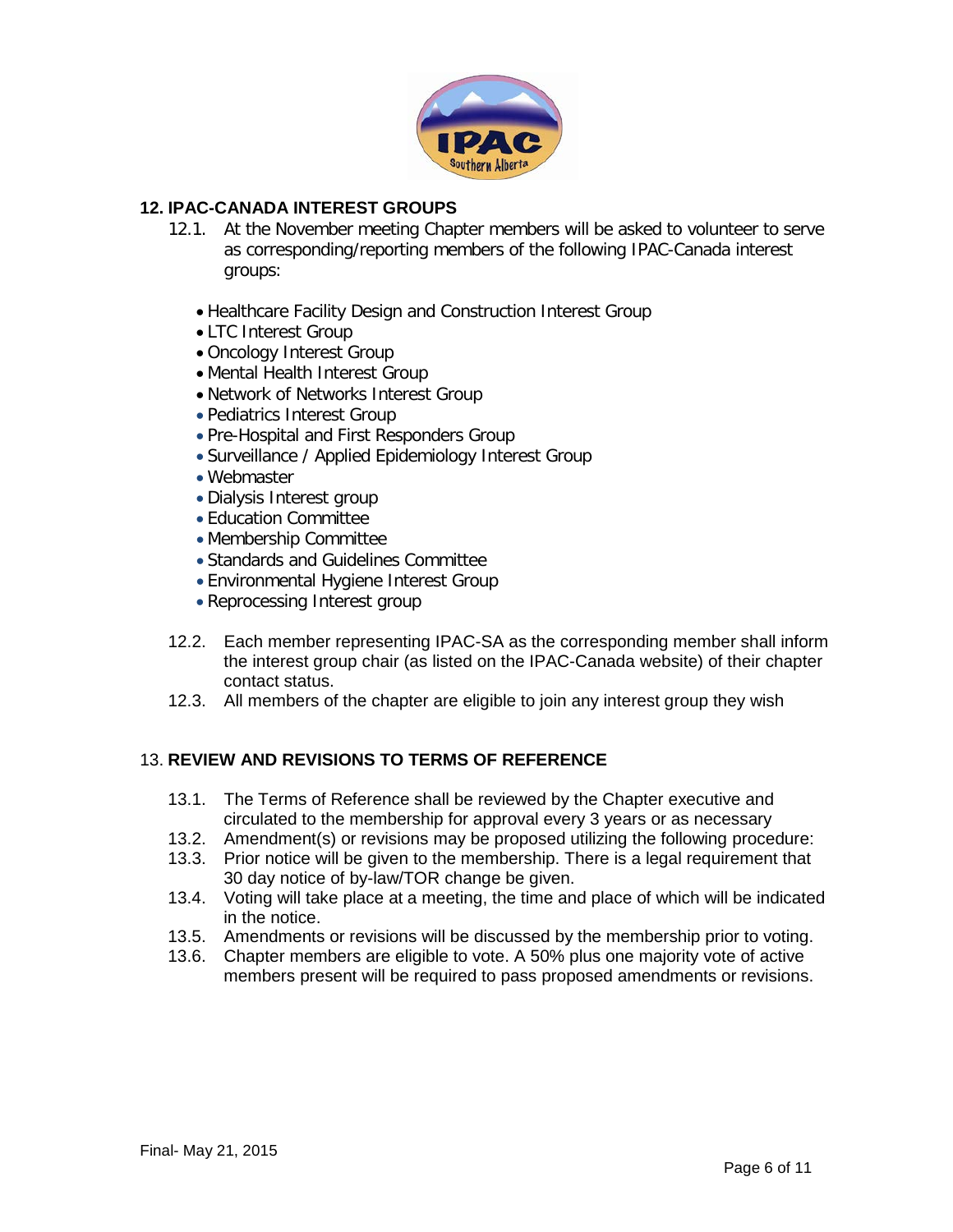## 12. IPAC-CANADA INTEREST GROUPS

12.1. At the November meeting Chapter members will be asked to volunteer to serve as corresponding/reporting members of the following IPAC-Canada interest groups:

- Healthcare Facility Design and Construction Interest Group
- LTC Interest Group
- Oncology Interest Group
- Mental Health Interest Group
- Network of Networks Interest Group
- Pediatrics Interest Group
- Pre-Hospital and First Responders Group
- Surveillance / Applied Epidemiology Interest Group
- Webmaster
- Dialysis Interest group
- Education Committee
- Membership Committee
- Standards and Guidelines Committee
- Environmental Hygiene Interest Group
- Reprocessing Interest group

12.2. Each member representing IPAC-SA as the corresponding member shall inform the interest group chair (as listed on the IPAC-Canada website) of their chapter contact status.

12.3. All members of the chapter are eligible to join any interest group they wish

## 13. REVIEW AND REVISIONS TO TERMS OF REFERENCE

13.1. The Terms of Reference shall be reviewed by the Chapter executive and circulated to the membership for approval every 3 years or as necessary

13.2. Amendment(s) or revisions may be proposed utilizing the following procedure:

13.3. Prior notice will be given to the membership. There is a legal requirement that 30 day notice of by-law/TOR change be given.

13.4. Voting will take place at a meeting, the time and place of which will be indicated in the notice.

13.5. Amendments or revisions will be discussed by the membership prior to voting.

13.6. Chapter members are eligible to vote. A 50% plus one majority vote of active members present will be required to pass proposed amendments or revisions.

Final- May 21, 2015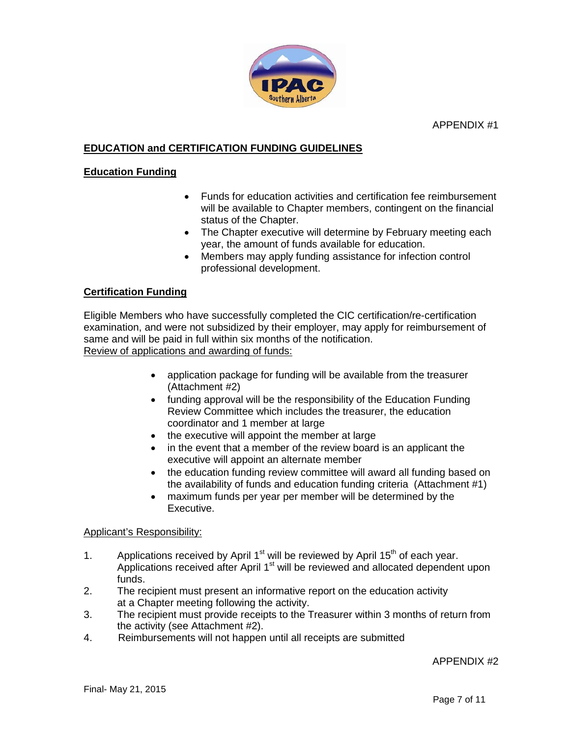APPENDIX #1

## EDUCATION and CERTIFICATION FUNDING GUIDELINES

### Education Funding

- Funds for education activities and certification fee reimbursement will be available to Chapter members, contingent on the financial status of the Chapter.
- The Chapter executive will determine by February meeting each year, the amount of funds available for education.
- Members may apply funding assistance for infection control professional development.

### Certification Funding

Eligible Members who have successfully completed the CIC certification/re-certification examination, and were not subsidized by their employer, may apply for reimbursement of same and will be paid in full within six months of the notification.

Review of applications and awarding of funds:

- application package for funding will be available from the treasurer (Attachment #2)
- funding approval will be the responsibility of the Education Funding Review Committee which includes the treasurer, the education coordinator and 1 member at large
- the executive will appoint the member at large
- in the event that a member of the review board is an applicant the executive will appoint an alternate member
- the education funding review committee will award all funding based on the availability of funds and education funding criteria (Attachment #1)
- maximum funds per year per member will be determined by the Executive.

Applicant's Responsibility:

1. Applications received by April 1st will be reviewed by April 15th of each year. Applications received after April 1st will be reviewed and allocated dependent upon funds.
2. The recipient must present an informative report on the education activity at a Chapter meeting following the activity.
3. The recipient must provide receipts to the Treasurer within 3 months of return from the activity (see Attachment #2).
4. Reimbursements will not happen until all receipts are submitted

APPENDIX #2

Final- May 21, 2015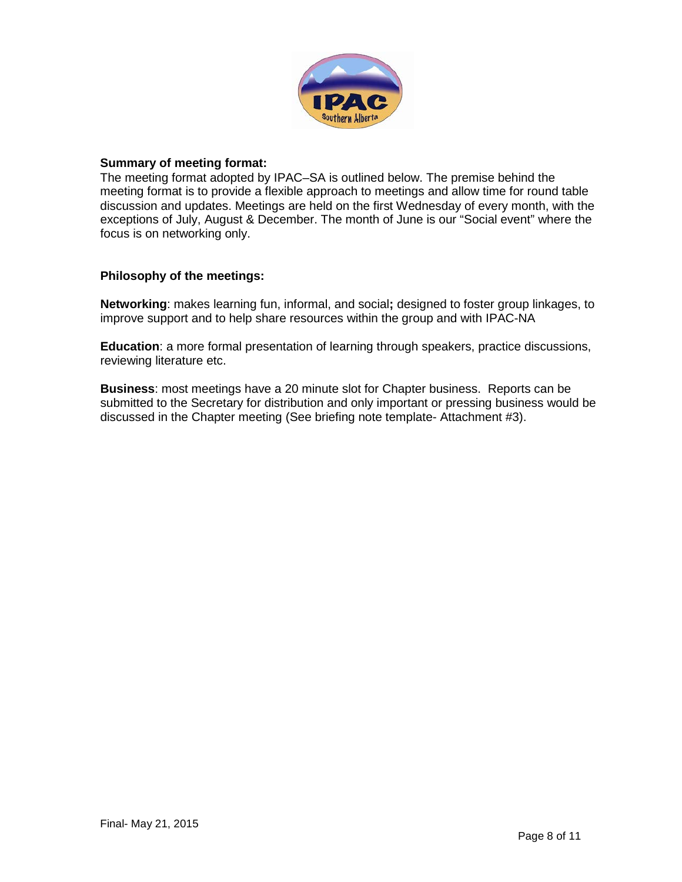**Summary of meeting format:**

The meeting format adopted by IPAC–SA is outlined below. The premise behind the meeting format is to provide a flexible approach to meetings and allow time for round table discussion and updates. Meetings are held on the first Wednesday of every month, with the exceptions of July, August & December. The month of June is our "Social event" where the focus is on networking only.

**Philosophy of the meetings:**

**Networking**: makes learning fun, informal, and social**;** designed to foster group linkages, to improve support and to help share resources within the group and with IPAC-NA

**Education**: a more formal presentation of learning through speakers, practice discussions, reviewing literature etc.

**Business**: most meetings have a 20 minute slot for Chapter business. Reports can be submitted to the Secretary for distribution and only important or pressing business would be discussed in the Chapter meeting (See briefing note template- Attachment #3).

Final- May 21, 2015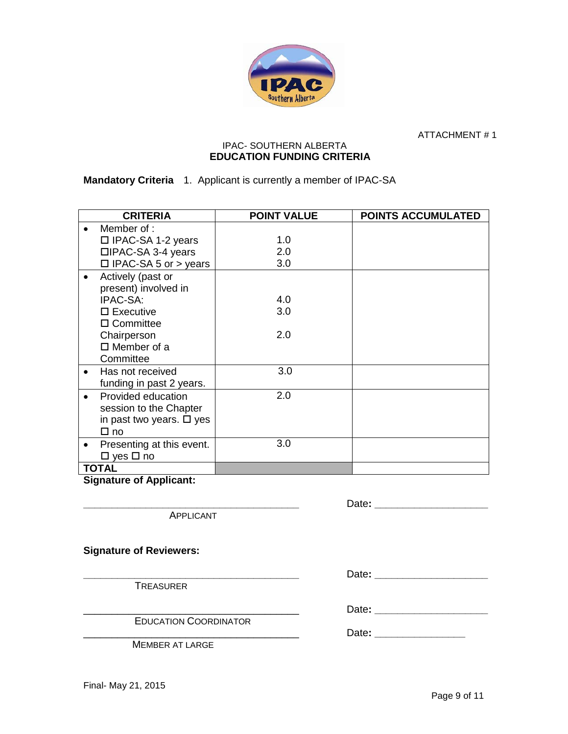ATTACHMENT # 1

IPAC- SOUTHERN ALBERTA
**EDUCATION FUNDING CRITERIA**

**Mandatory Criteria** 1. Applicant is currently a member of IPAC-SA

| CRITERIA | POINT VALUE | POINTS ACCUMULATED |
|---|---|---|
| • Member of :<br>☐ IPAC-SA 1-2 years<br>☐IPAC-SA 3-4 years<br>☐ IPAC-SA 5 or > years | <br>1.0<br>2.0<br>3.0 | |
| • Actively (past or present) involved in IPAC-SA:<br>☐ Executive<br>☐ Committee Chairperson<br>☐ Member of a Committee | <br>4.0<br>3.0<br>2.0 | |
| • Has not received funding in past 2 years. | 3.0 | |
| • Provided education session to the Chapter in past two years. ☐ yes ☐ no | 2.0 | |
| • Presenting at this event. ☐ yes ☐ no | 3.0 | |
| **TOTAL** | | |

**Signature of Applicant:**

\_\_\_\_\_\_\_\_\_\_\_\_\_\_\_\_\_\_\_\_\_\_\_\_\_\_\_\_\_\_\_\_\_\_\_\_\_\_\_ Date**:** \_\_\_\_\_\_\_\_\_\_\_\_\_\_\_\_\_\_\_\_
APPLICANT

**Signature of Reviewers:**

\_\_\_\_\_\_\_\_\_\_\_\_\_\_\_\_\_\_\_\_\_\_\_\_\_\_\_\_\_\_\_\_\_\_\_\_\_\_\_ Date**:** \_\_\_\_\_\_\_\_\_\_\_\_\_\_\_\_\_\_\_\_
TREASURER

\_\_\_\_\_\_\_\_\_\_\_\_\_\_\_\_\_\_\_\_\_\_\_\_\_\_\_\_\_\_\_\_\_\_\_\_\_\_\_ Date**:** \_\_\_\_\_\_\_\_\_\_\_\_\_\_\_\_\_\_\_\_
EDUCATION COORDINATOR

\_\_\_\_\_\_\_\_\_\_\_\_\_\_\_\_\_\_\_\_\_\_\_\_\_\_\_\_\_\_\_\_\_\_\_\_\_\_\_ Date**:** \_\_\_\_\_\_\_\_\_\_\_\_\_\_\_\_
MEMBER AT LARGE

Final- May 21, 2015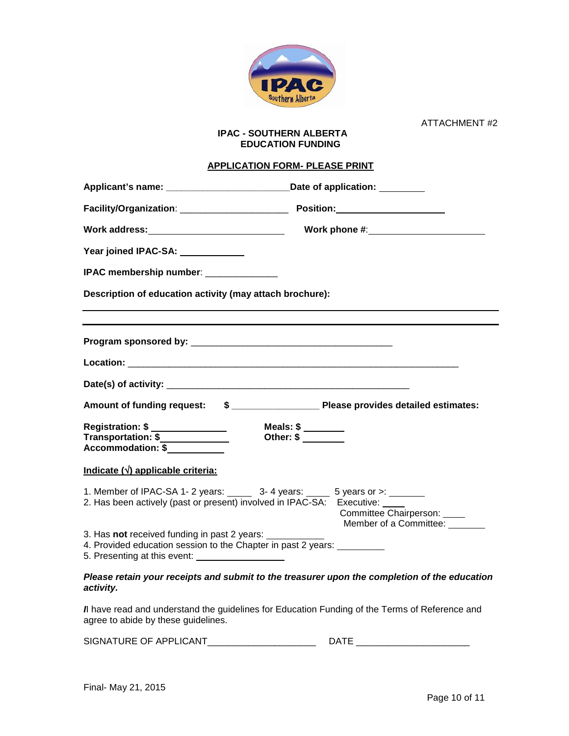ATTACHMENT #2

**IPAC - SOUTHERN ALBERTA**
**EDUCATION FUNDING**

**APPLICATION FORM- PLEASE PRINT**

**Applicant's name:** ________________________ **Date of application:** _________

**Facility/Organization**: ____________________ **Position:** ____________________

**Work address:** __________________________ **Work phone #**: ______________________

**Year joined IPAC-SA:** ____________

**IPAC membership number**: _____________

**Description of education activity (may attach brochure):**

______________________________________________________________________________

______________________________________________________________________________

**Program sponsored by:** ______________________________________

**Location:** ______________________________________________________________

**Date(s) of activity:** _______________________________________________

**Amount of funding request: $** ________________ **Please provides detailed estimates:**

**Registration: $** ______________ **Meals: $** ________
**Transportation: $** ____________ **Other: $** ________
**Accommodation: $** ___________

**Indicate (√) applicable criteria:**

1. Member of IPAC-SA 1- 2 years: _____ 3- 4 years: ____ 5 years or >: _______
2. Has been actively (past or present) involved in IPAC-SA: Executive: ____
   Committee Chairperson: ____
   Member of a Committee: _______
3. Has **not** received funding in past 2 years: ___________
4. Provided education session to the Chapter in past 2 years: _________
5. Presenting at this event: _______________

***Please retain your receipts and submit to the treasurer upon the completion of the education activity.***

***I*** I have read and understand the guidelines for Education Funding of the Terms of Reference and agree to abide by these guidelines.

SIGNATURE OF APPLICANT____________________ DATE _____________________

Final- May 21, 2015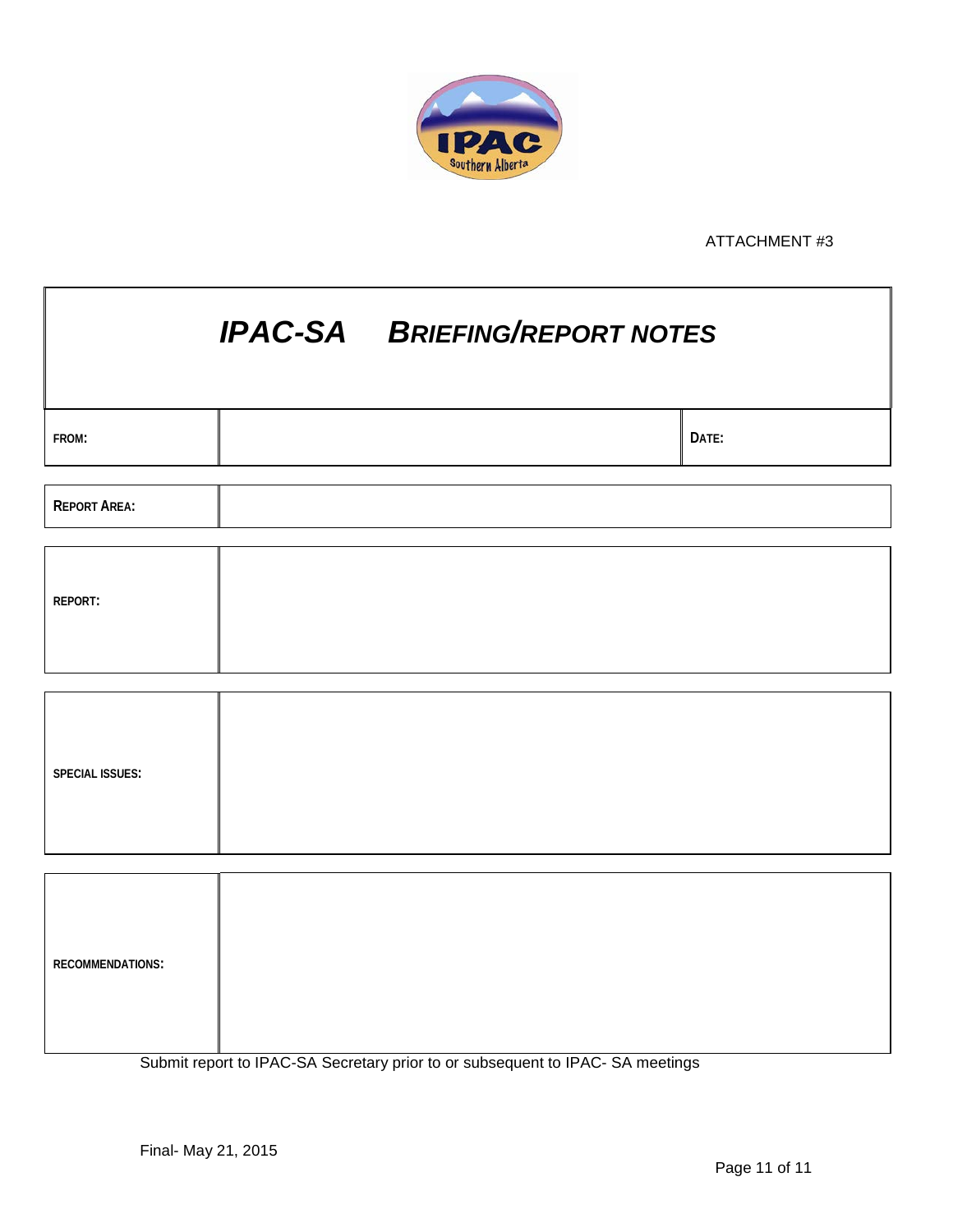ATTACHMENT #3

# *IPAC-SA BRIEFING/REPORT NOTES*

| | | | |
|---|---|---|---|
| **FROM:** | | **DATE:** | |

| | |
|---|---|
| **REPORT AREA:** | |

| | |
|---|---|
| **REPORT:** | |

| | |
|---|---|
| **SPECIAL ISSUES:** | |

| | |
|---|---|
| **RECOMMENDATIONS:** | |

Submit report to IPAC-SA Secretary prior to or subsequent to IPAC- SA meetings

Final- May 21, 2015